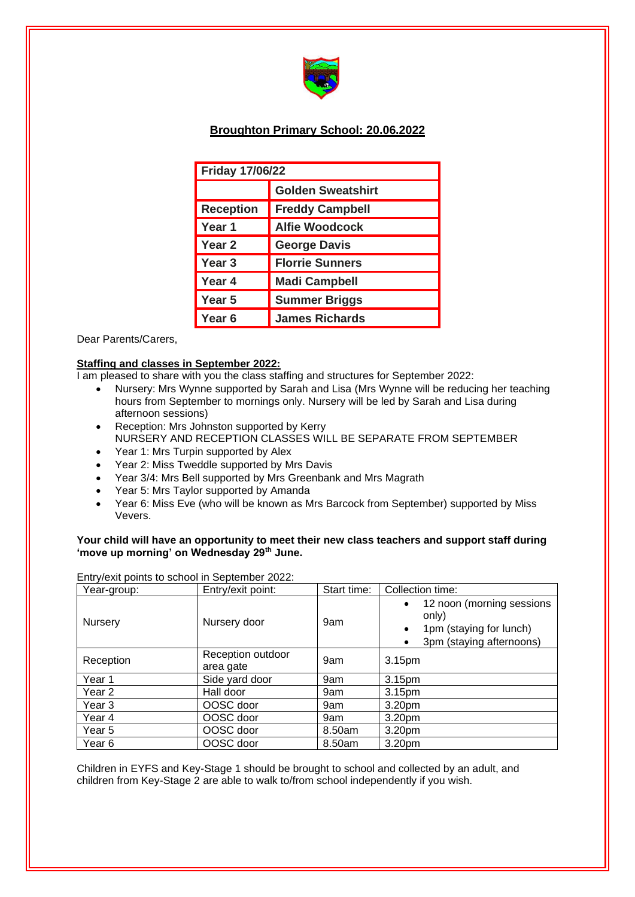## Broughton Primary School: 20.06.2022

| Friday 17/06/22 | |
|---|---|
| | **Golden Sweatshirt** |
| **Reception** | **Freddy Campbell** |
| **Year 1** | **Alfie Woodcock** |
| **Year 2** | **George Davis** |
| **Year 3** | **Florrie Sunners** |
| **Year 4** | **Madi Campbell** |
| **Year 5** | **Summer Briggs** |
| **Year 6** | **James Richards** |

Dear Parents/Carers,

**Staffing and classes in September 2022:**

I am pleased to share with you the class staffing and structures for September 2022:

- Nursery: Mrs Wynne supported by Sarah and Lisa (Mrs Wynne will be reducing her teaching hours from September to mornings only. Nursery will be led by Sarah and Lisa during afternoon sessions)
- Reception: Mrs Johnston supported by Kerry
  NURSERY AND RECEPTION CLASSES WILL BE SEPARATE FROM SEPTEMBER
- Year 1: Mrs Turpin supported by Alex
- Year 2: Miss Tweddle supported by Mrs Davis
- Year 3/4: Mrs Bell supported by Mrs Greenbank and Mrs Magrath
- Year 5: Mrs Taylor supported by Amanda
- Year 6: Miss Eve (who will be known as Mrs Barcock from September) supported by Miss Vevers.

**Your child will have an opportunity to meet their new class teachers and support staff during 'move up morning' on Wednesday 29th June.**

Entry/exit points to school in September 2022:

| Year-group: | Entry/exit point: | Start time: | Collection time: |
|---|---|---|---|
| Nursery | Nursery door | 9am | • 12 noon (morning sessions only)<br>• 1pm (staying for lunch)<br>• 3pm (staying afternoons) |
| Reception | Reception outdoor area gate | 9am | 3.15pm |
| Year 1 | Side yard door | 9am | 3.15pm |
| Year 2 | Hall door | 9am | 3.15pm |
| Year 3 | OOSC door | 9am | 3.20pm |
| Year 4 | OOSC door | 9am | 3.20pm |
| Year 5 | OOSC door | 8.50am | 3.20pm |
| Year 6 | OOSC door | 8.50am | 3.20pm |

Children in EYFS and Key-Stage 1 should be brought to school and collected by an adult, and children from Key-Stage 2 are able to walk to/from school independently if you wish.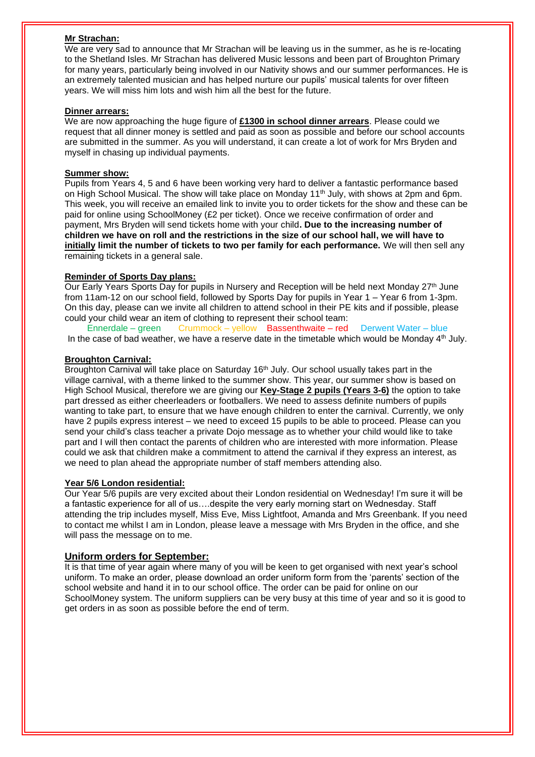**Mr Strachan:**

We are very sad to announce that Mr Strachan will be leaving us in the summer, as he is re-locating to the Shetland Isles. Mr Strachan has delivered Music lessons and been part of Broughton Primary for many years, particularly being involved in our Nativity shows and our summer performances. He is an extremely talented musician and has helped nurture our pupils' musical talents for over fifteen years. We will miss him lots and wish him all the best for the future.

**Dinner arrears:**

We are now approaching the huge figure of **£1300 in school dinner arrears**. Please could we request that all dinner money is settled and paid as soon as possible and before our school accounts are submitted in the summer. As you will understand, it can create a lot of work for Mrs Bryden and myself in chasing up individual payments.

**Summer show:**

Pupils from Years 4, 5 and 6 have been working very hard to deliver a fantastic performance based on High School Musical. The show will take place on Monday 11th July, with shows at 2pm and 6pm. This week, you will receive an emailed link to invite you to order tickets for the show and these can be paid for online using SchoolMoney (£2 per ticket). Once we receive confirmation of order and payment, Mrs Bryden will send tickets home with your child**. Due to the increasing number of children we have on roll and the restrictions in the size of our school hall, we will have to initially limit the number of tickets to two per family for each performance.** We will then sell any remaining tickets in a general sale.

**Reminder of Sports Day plans:**

Our Early Years Sports Day for pupils in Nursery and Reception will be held next Monday 27th June from 11am-12 on our school field, followed by Sports Day for pupils in Year 1 – Year 6 from 1-3pm. On this day, please can we invite all children to attend school in their PE kits and if possible, please could your child wear an item of clothing to represent their school team:

Ennerdale – green  Crummock – yellow  Bassenthwaite – red  Derwent Water – blue

In the case of bad weather, we have a reserve date in the timetable which would be Monday 4th July.

**Broughton Carnival:**

Broughton Carnival will take place on Saturday 16th July. Our school usually takes part in the village carnival, with a theme linked to the summer show. This year, our summer show is based on High School Musical, therefore we are giving our **Key-Stage 2 pupils (Years 3-6)** the option to take part dressed as either cheerleaders or footballers. We need to assess definite numbers of pupils wanting to take part, to ensure that we have enough children to enter the carnival. Currently, we only have 2 pupils express interest – we need to exceed 15 pupils to be able to proceed. Please can you send your child's class teacher a private Dojo message as to whether your child would like to take part and I will then contact the parents of children who are interested with more information. Please could we ask that children make a commitment to attend the carnival if they express an interest, as we need to plan ahead the appropriate number of staff members attending also.

**Year 5/6 London residential:**

Our Year 5/6 pupils are very excited about their London residential on Wednesday! I'm sure it will be a fantastic experience for all of us….despite the very early morning start on Wednesday. Staff attending the trip includes myself, Miss Eve, Miss Lightfoot, Amanda and Mrs Greenbank. If you need to contact me whilst I am in London, please leave a message with Mrs Bryden in the office, and she will pass the message on to me.

**Uniform orders for September:**

It is that time of year again where many of you will be keen to get organised with next year's school uniform. To make an order, please download an order uniform form from the 'parents' section of the school website and hand it in to our school office. The order can be paid for online on our SchoolMoney system. The uniform suppliers can be very busy at this time of year and so it is good to get orders in as soon as possible before the end of term.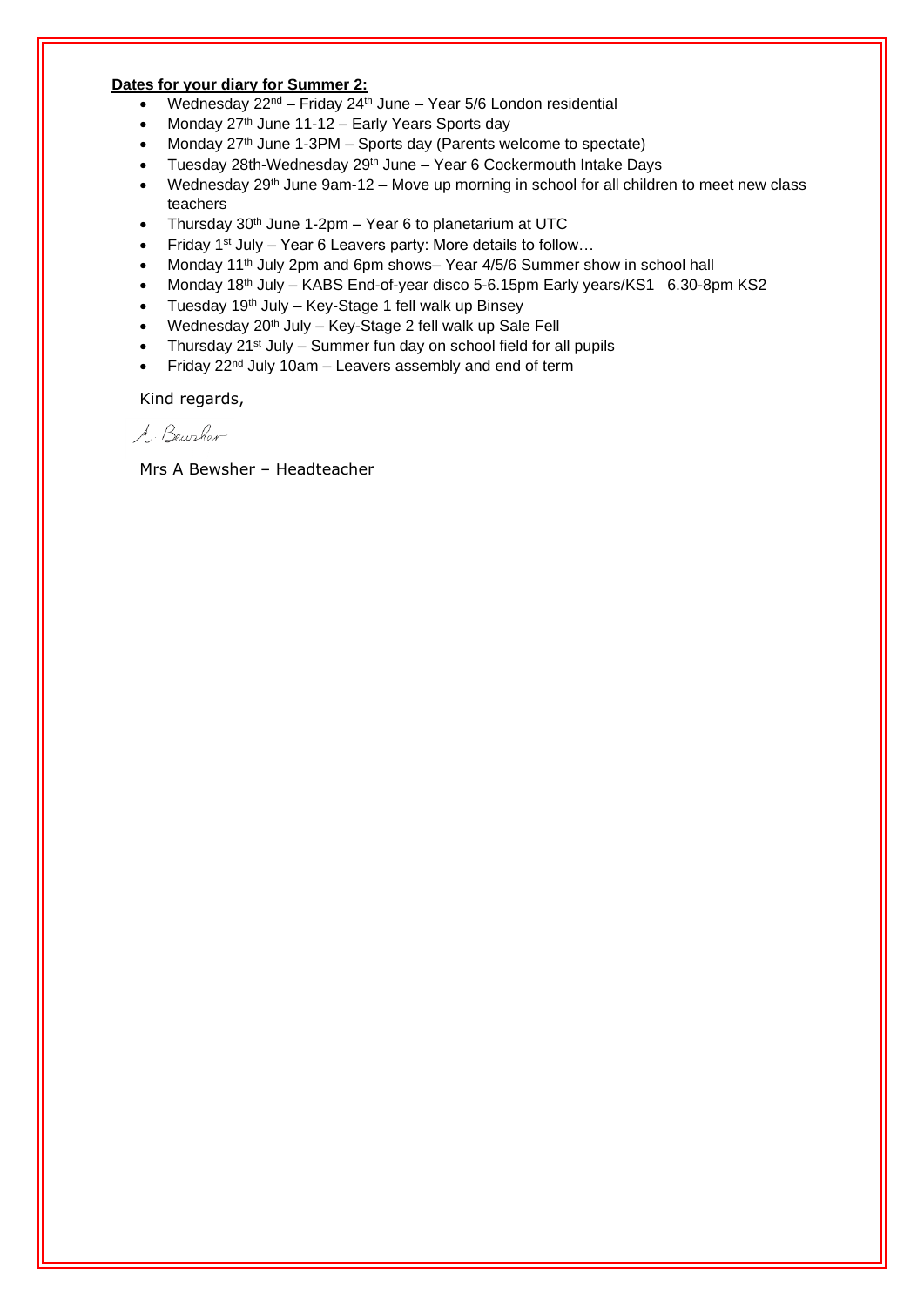**Dates for your diary for Summer 2:**

- Wednesday 22nd – Friday 24th June – Year 5/6 London residential
- Monday 27th June 11-12 – Early Years Sports day
- Monday 27th June 1-3PM – Sports day (Parents welcome to spectate)
- Tuesday 28th-Wednesday 29th June – Year 6 Cockermouth Intake Days
- Wednesday 29th June 9am-12 – Move up morning in school for all children to meet new class teachers
- Thursday 30th June 1-2pm – Year 6 to planetarium at UTC
- Friday 1st July – Year 6 Leavers party: More details to follow…
- Monday 11th July 2pm and 6pm shows– Year 4/5/6 Summer show in school hall
- Monday 18th July – KABS End-of-year disco 5-6.15pm Early years/KS1 6.30-8pm KS2
- Tuesday 19th July – Key-Stage 1 fell walk up Binsey
- Wednesday 20th July – Key-Stage 2 fell walk up Sale Fell
- Thursday 21st July – Summer fun day on school field for all pupils
- Friday 22nd July 10am – Leavers assembly and end of term

Kind regards,

A. Bewsher

Mrs A Bewsher – Headteacher